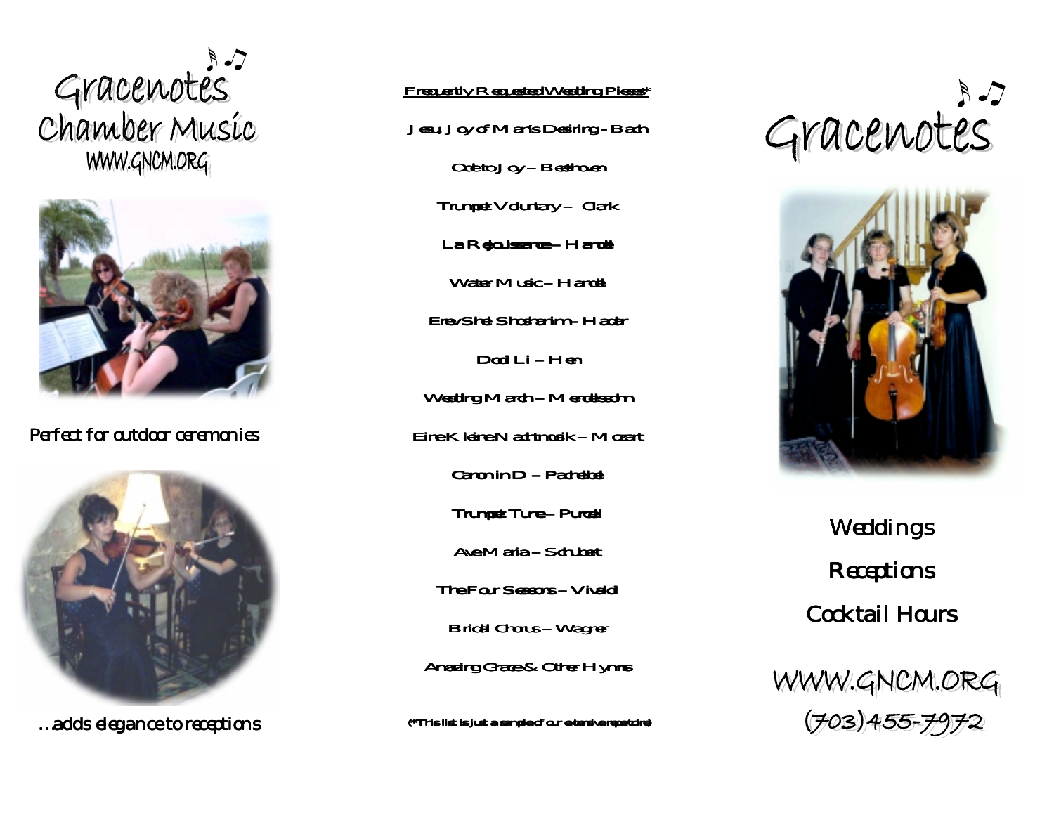# Gracenotes Chamber Music

WWW.GNCM.ORG

Perfect for outdoor ceremonies

...adds elegance to receptions

## Frequently Requested Wedding Pieces*

Jesu, Joy of Man's Desiring - Bach

Ode to Joy – Beethoven

Trumpet Voluntary – Clark

La Rejouissance – Handel

Water Music – Handel

Erev Shel Shoshanim - Hadar

Dodi Li – Hen

Wedding March – Mendelssohn

Eine Kleine Nachtmusik – Mozart

Canon in D – Pachelbel

Trumpet Tune – Purcell

Ave Maria – Schubert

The Four Seasons – Vivaldi

Bridal Chorus – Wagner

Amazing Grace & Other Hymns

(*This list is just a sample of our extensive repertoire)

# Gracenotes

Weddings

Receptions

Cocktail Hours

WWW.GNCM.ORG

(703)455-7972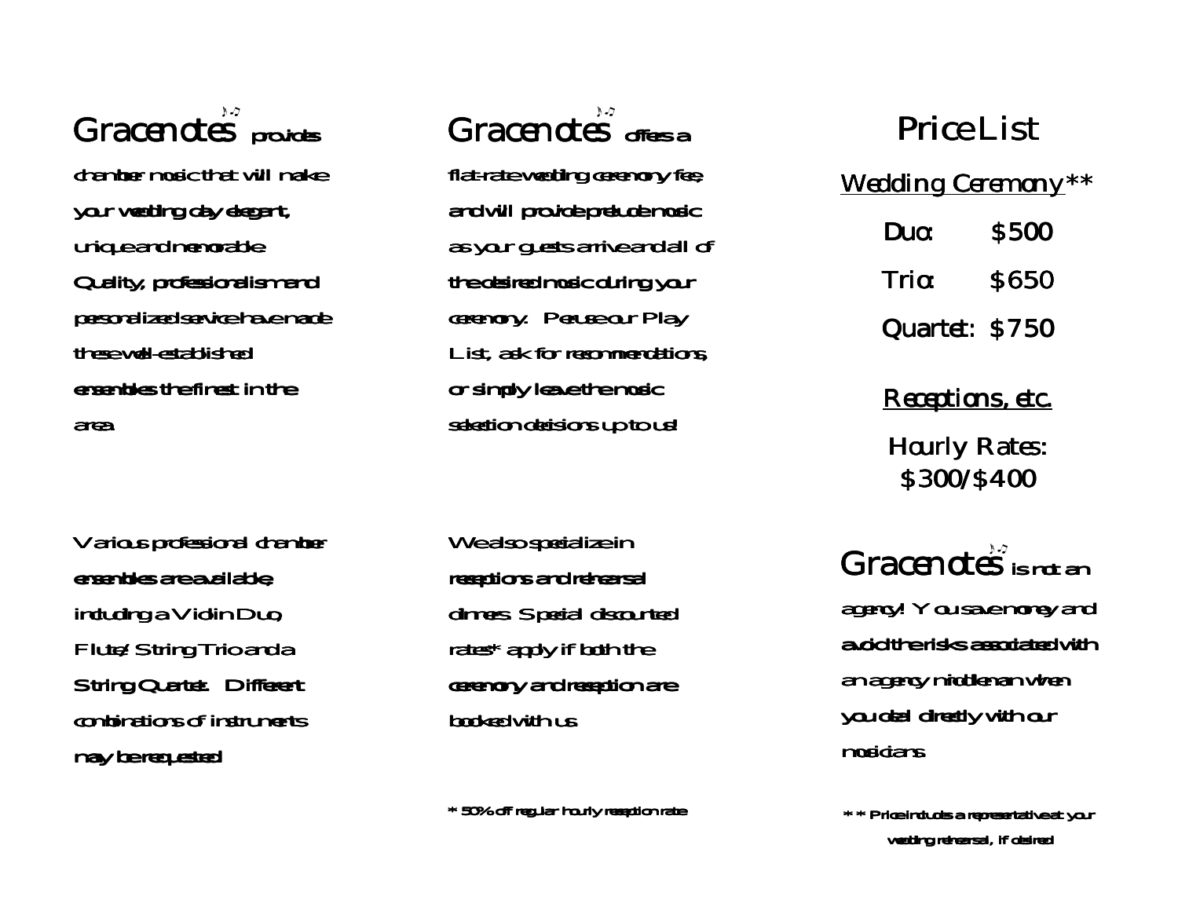## Gracenotes provides

chamber music that will make your wedding day elegant, unique and memorable. Quality, professionalism and personalized service have made these well-established ensembles the finest in the area.

Various professional chamber ensembles are available, including a Violin Duo, Flute/String Trio and a String Quartet. Different combinations of instruments may be requested.

## Gracenotes offers a

flat-rate wedding ceremony fee, and will provide prelude music as your guests arrive and all of the desired music during your ceremony. Peruse our Play List, ask for recommendations, or simply leave the music selection decisions up to us!

We also specialize in receptions and rehearsal dinners. Special discounted rates* apply if both the ceremony and reception are booked with us.

* 50% off regular hourly reception rate

# Price List

**Wedding Ceremony****

| | |
|---|---|
| Duo: | $500 |
| Trio: | $650 |
| Quartet: | $750 |

**Receptions, etc.**

Hourly Rates:
$300/$400

## Gracenotes is not an

agency! You save money and avoid the risks associated with an agency middleman when you deal directly with our musicians.

** Price includes a representative at your wedding rehearsal, if desired